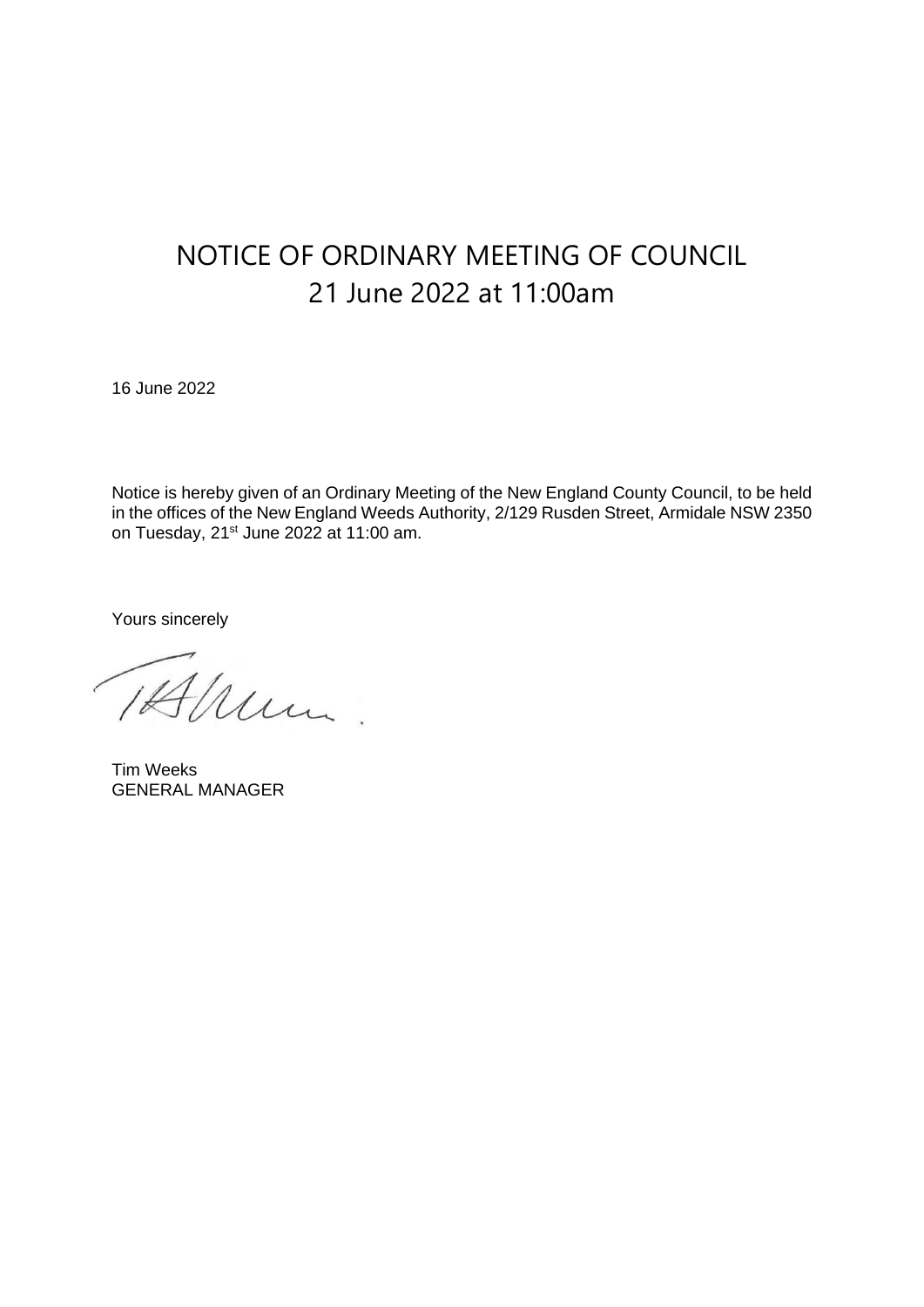# NOTICE OF ORDINARY MEETING OF COUNCIL
# 21 June 2022 at 11:00am

16 June 2022

Notice is hereby given of an Ordinary Meeting of the New England County Council, to be held in the offices of the New England Weeds Authority, 2/129 Rusden Street, Armidale NSW 2350 on Tuesday, 21st June 2022 at 11:00 am.

Yours sincerely

Tim Weeks
GENERAL MANAGER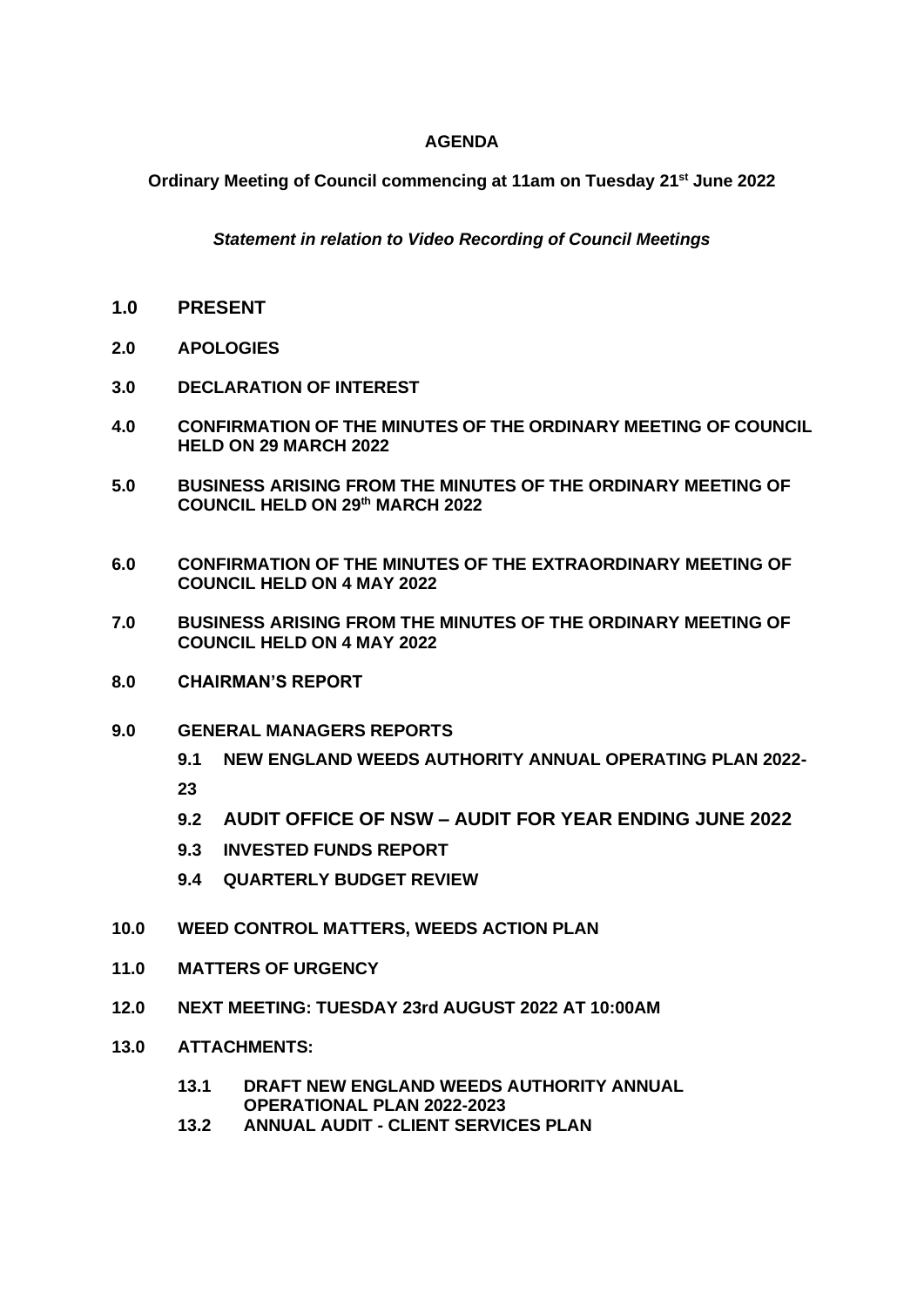**AGENDA**

**Ordinary Meeting of Council commencing at 11am on Tuesday 21st June 2022**

***Statement in relation to Video Recording of Council Meetings***

**1.0 PRESENT**

**2.0 APOLOGIES**

**3.0 DECLARATION OF INTEREST**

**4.0 CONFIRMATION OF THE MINUTES OF THE ORDINARY MEETING OF COUNCIL HELD ON 29 MARCH 2022**

**5.0 BUSINESS ARISING FROM THE MINUTES OF THE ORDINARY MEETING OF COUNCIL HELD ON 29th MARCH 2022**

**6.0 CONFIRMATION OF THE MINUTES OF THE EXTRAORDINARY MEETING OF COUNCIL HELD ON 4 MAY 2022**

**7.0 BUSINESS ARISING FROM THE MINUTES OF THE ORDINARY MEETING OF COUNCIL HELD ON 4 MAY 2022**

**8.0 CHAIRMAN'S REPORT**

**9.0 GENERAL MANAGERS REPORTS**

- **9.1 NEW ENGLAND WEEDS AUTHORITY ANNUAL OPERATING PLAN 2022-23**
- **9.2 AUDIT OFFICE OF NSW – AUDIT FOR YEAR ENDING JUNE 2022**
- **9.3 INVESTED FUNDS REPORT**
- **9.4 QUARTERLY BUDGET REVIEW**

**10.0 WEED CONTROL MATTERS, WEEDS ACTION PLAN**

**11.0 MATTERS OF URGENCY**

**12.0 NEXT MEETING: TUESDAY 23rd AUGUST 2022 AT 10:00AM**

**13.0 ATTACHMENTS:**

- **13.1 DRAFT NEW ENGLAND WEEDS AUTHORITY ANNUAL OPERATIONAL PLAN 2022-2023**
- **13.2 ANNUAL AUDIT - CLIENT SERVICES PLAN**